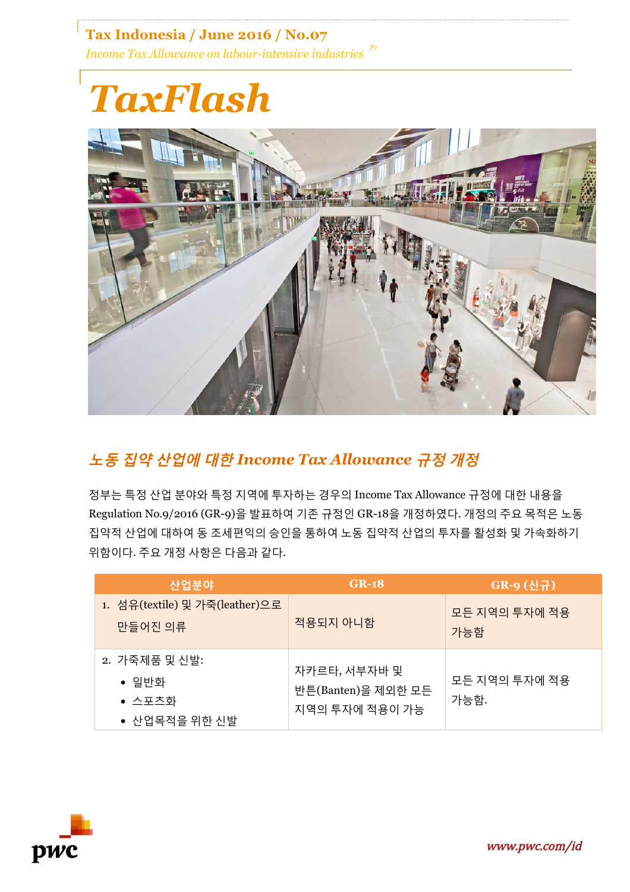Tax Indonesia / June 2016 / No.07

*Income Tax Allowance on labour-intensive industries*

# TaxFlash

## 노동 집약 산업에 대한 Income Tax Allowance 규정 개정

정부는 특정 산업 분야와 특정 지역에 투자하는 경우의 Income Tax Allowance 규정에 대한 내용을 Regulation No.9/2016 (GR-9)을 발표하여 기존 규정인 GR-18을 개정하였다. 개정의 주요 목적은 노동 집약적 산업에 대하여 동 조세편익의 승인을 통하여 노동 집약적 산업의 투자를 활성화 및 가속화하기 위함이다. 주요 개정 사항은 다음과 같다.

| 산업분야 | GR-18 | GR-9 (신규) |
|---|---|---|
| 1. 섬유(textile) 및 가죽(leather)으로 만들어진 의류 | 적용되지 아니함 | 모든 지역의 투자에 적용 가능함 |
| 2. 가죽제품 및 신발:<br>• 일반화<br>• 스포츠화<br>• 산업목적을 위한 신발 | 자카르타, 서부자바 및 반튼(Banten)을 제외한 모든 지역의 투자에 적용이 가능 | 모든 지역의 투자에 적용 가능함. |

www.pwc.com/id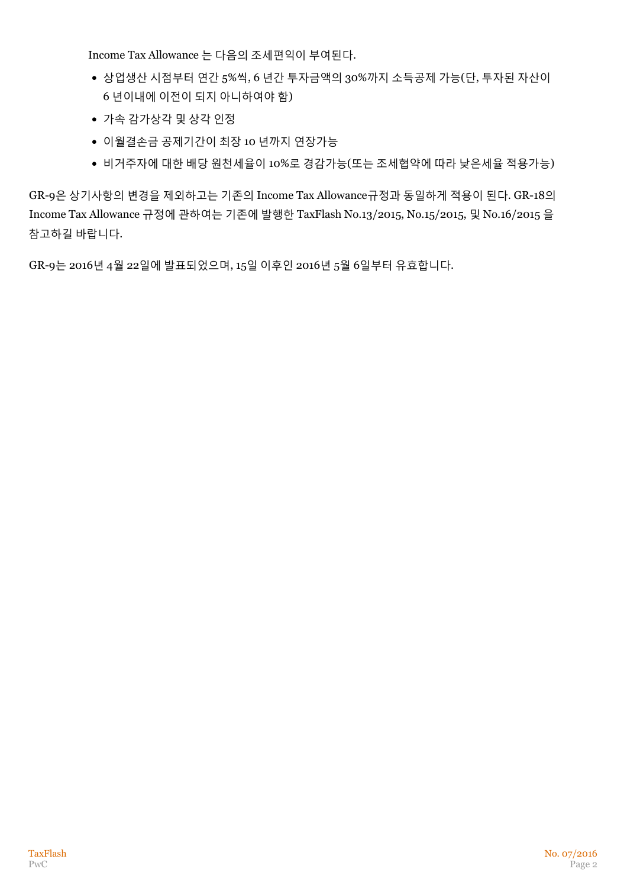Income Tax Allowance 는 다음의 조세편익이 부여된다.

- 상업생산 시점부터 연간 5%씩, 6 년간 투자금액의 30%까지 소득공제 가능(단, 투자된 자산이 6 년이내에 이전이 되지 아니하여야 함)
- 가속 감가상각 및 상각 인정
- 이월결손금 공제기간이 최장 10 년까지 연장가능
- 비거주자에 대한 배당 원천세율이 10%로 경감가능(또는 조세협약에 따라 낮은세율 적용가능)

GR-9은 상기사항의 변경을 제외하고는 기존의 Income Tax Allowance규정과 동일하게 적용이 된다. GR-18의 Income Tax Allowance 규정에 관하여는 기존에 발행한 TaxFlash No.13/2015, No.15/2015, 및 No.16/2015 을 참고하길 바랍니다.

GR-9는 2016년 4월 22일에 발표되었으며, 15일 이후인 2016년 5월 6일부터 유효합니다.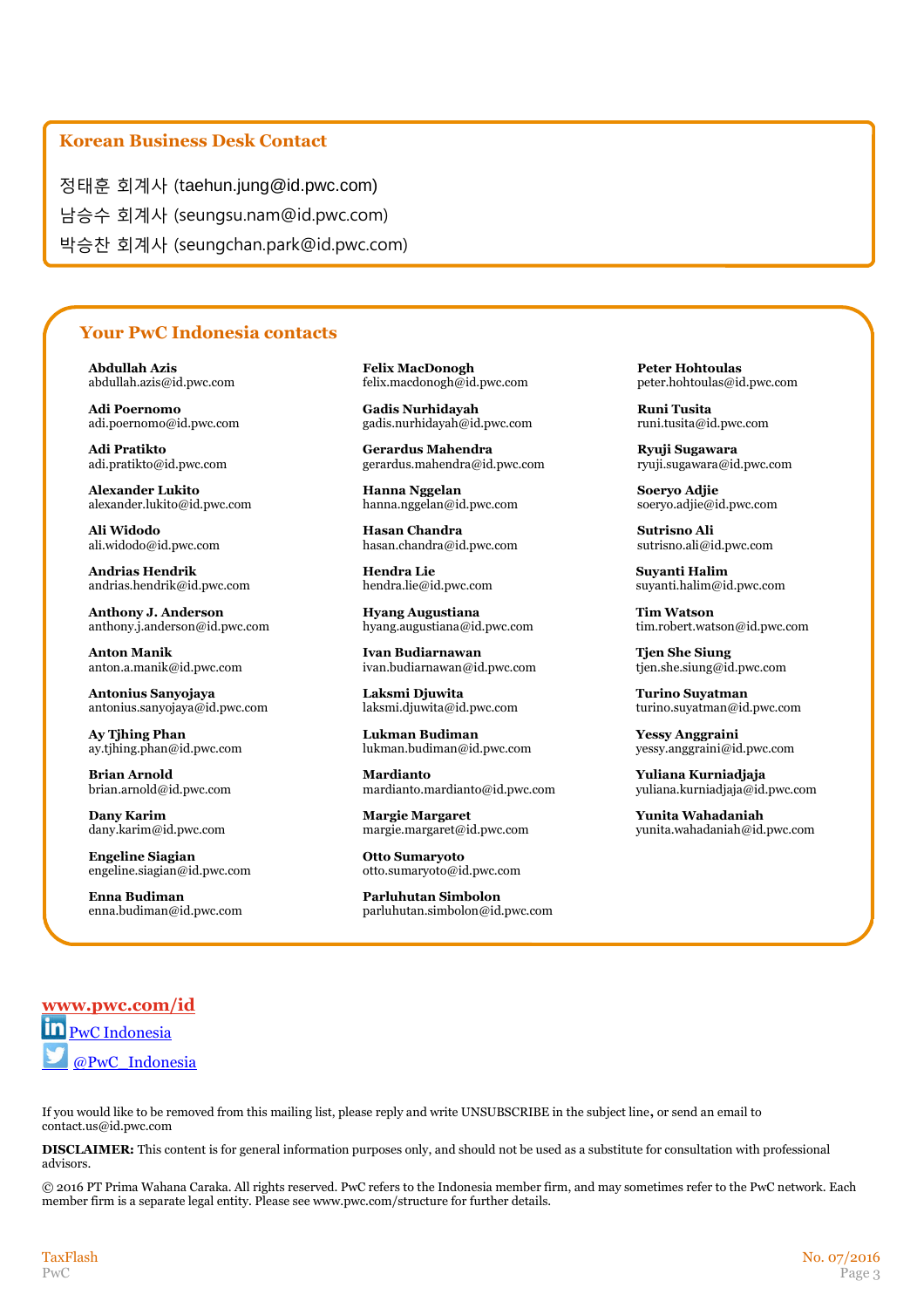## Korean Business Desk Contact

정태훈 회계사 (taehun.jung@id.pwc.com)
남승수 회계사 (seungsu.nam@id.pwc.com)
박승찬 회계사 (seungchan.park@id.pwc.com)

## Your PwC Indonesia contacts

**Abdullah Azis**
abdullah.azis@id.pwc.com

**Adi Poernomo**
adi.poernomo@id.pwc.com

**Adi Pratikto**
adi.pratikto@id.pwc.com

**Alexander Lukito**
alexander.lukito@id.pwc.com

**Ali Widodo**
ali.widodo@id.pwc.com

**Andrias Hendrik**
andrias.hendrik@id.pwc.com

**Anthony J. Anderson**
anthony.j.anderson@id.pwc.com

**Anton Manik**
anton.a.manik@id.pwc.com

**Antonius Sanyojaya**
antonius.sanyojaya@id.pwc.com

**Ay Tjhing Phan**
ay.tjhing.phan@id.pwc.com

**Brian Arnold**
brian.arnold@id.pwc.com

**Dany Karim**
dany.karim@id.pwc.com

**Engeline Siagian**
engeline.siagian@id.pwc.com

**Enna Budiman**
enna.budiman@id.pwc.com

**Felix MacDonogh**
felix.macdonogh@id.pwc.com

**Gadis Nurhidayah**
gadis.nurhidayah@id.pwc.com

**Gerardus Mahendra**
gerardus.mahendra@id.pwc.com

**Hanna Nggelan**
hanna.nggelan@id.pwc.com

**Hasan Chandra**
hasan.chandra@id.pwc.com

**Hendra Lie**
hendra.lie@id.pwc.com

**Hyang Augustiana**
hyang.augustiana@id.pwc.com

**Ivan Budiarnawan**
ivan.budiarnawan@id.pwc.com

**Laksmi Djuwita**
laksmi.djuwita@id.pwc.com

**Lukman Budiman**
lukman.budiman@id.pwc.com

**Mardianto**
mardianto.mardianto@id.pwc.com

**Margie Margaret**
margie.margaret@id.pwc.com

**Otto Sumaryoto**
otto.sumaryoto@id.pwc.com

**Parluhutan Simbolon**
parluhutan.simbolon@id.pwc.com

**Peter Hohtoulas**
peter.hohtoulas@id.pwc.com

**Runi Tusita**
runi.tusita@id.pwc.com

**Ryuji Sugawara**
ryuji.sugawara@id.pwc.com

**Soeryo Adjie**
soeryo.adjie@id.pwc.com

**Sutrisno Ali**
sutrisno.ali@id.pwc.com

**Suyanti Halim**
suyanti.halim@id.pwc.com

**Tim Watson**
tim.robert.watson@id.pwc.com

**Tjen She Siung**
tjen.she.siung@id.pwc.com

**Turino Suyatman**
turino.suyatman@id.pwc.com

**Yessy Anggraini**
yessy.anggraini@id.pwc.com

**Yuliana Kurniadjaja**
yuliana.kurniadjaja@id.pwc.com

**Yunita Wahadaniah**
yunita.wahadaniah@id.pwc.com

**www.pwc.com/id**

PwC Indonesia

@PwC_Indonesia

If you would like to be removed from this mailing list, please reply and write UNSUBSCRIBE in the subject line, or send an email to contact.us@id.pwc.com

**DISCLAIMER:** This content is for general information purposes only, and should not be used as a substitute for consultation with professional advisors.

© 2016 PT Prima Wahana Caraka. All rights reserved. PwC refers to the Indonesia member firm, and may sometimes refer to the PwC network. Each member firm is a separate legal entity. Please see www.pwc.com/structure for further details.